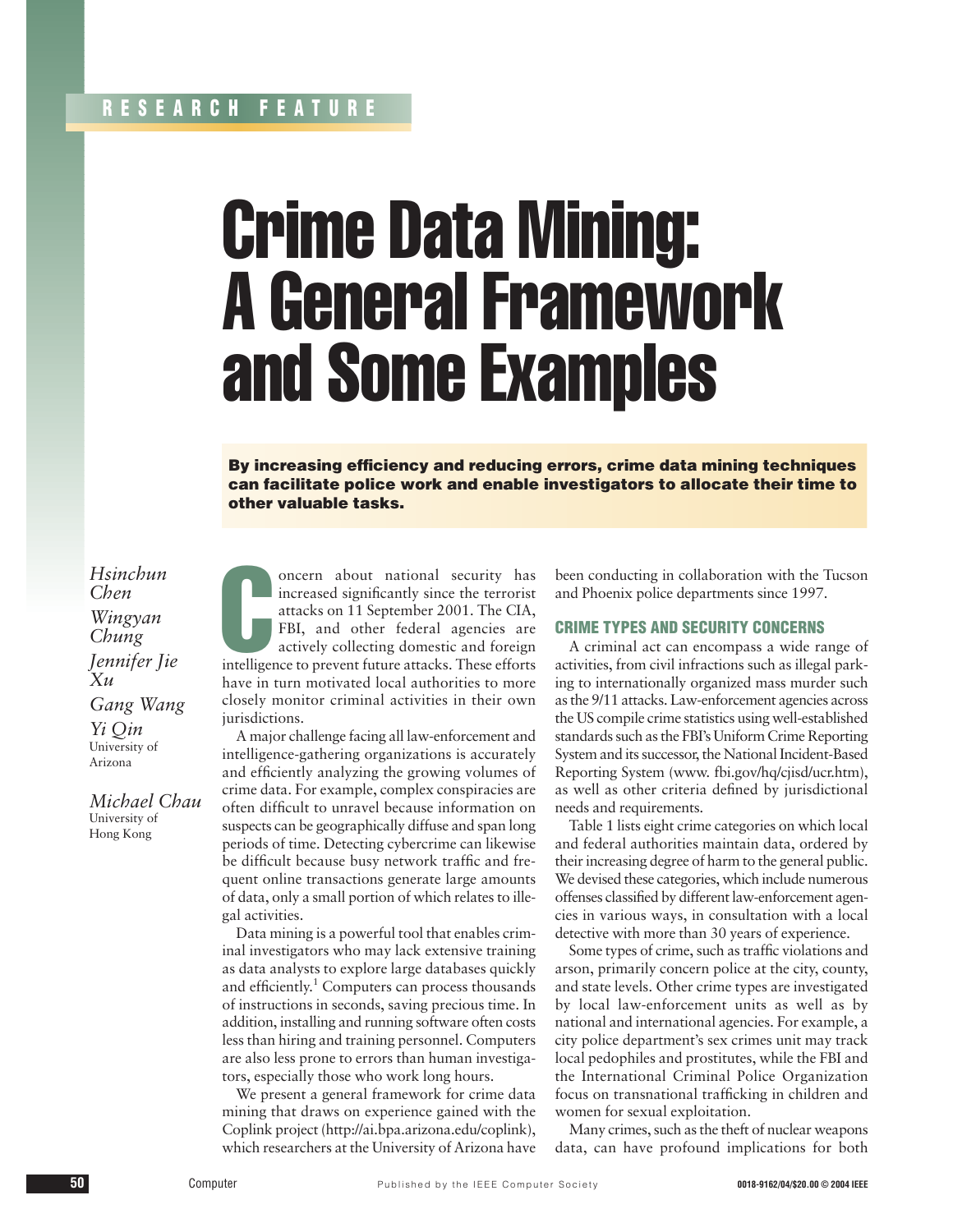RESEARCH FEATURE

# Crime Data Mining: A General Framework and Some Examples

**By increasing efficiency and reducing errors, crime data mining techniques can facilitate police work and enable investigators to allocate their time to other valuable tasks.**

*Hsinchun Chen*
*Wingyan Chung*
*Jennifer Jie Xu*
*Gang Wang*
*Yi Qin*
University of Arizona

*Michael Chau*
University of Hong Kong

Concern about national security has increased significantly since the terrorist attacks on 11 September 2001. The CIA, FBI, and other federal agencies are actively collecting domestic and foreign intelligence to prevent future attacks. These efforts have in turn motivated local authorities to more closely monitor criminal activities in their own jurisdictions.

A major challenge facing all law-enforcement and intelligence-gathering organizations is accurately and efficiently analyzing the growing volumes of crime data. For example, complex conspiracies are often difficult to unravel because information on suspects can be geographically diffuse and span long periods of time. Detecting cybercrime can likewise be difficult because busy network traffic and frequent online transactions generate large amounts of data, only a small portion of which relates to illegal activities.

Data mining is a powerful tool that enables criminal investigators who may lack extensive training as data analysts to explore large databases quickly and efficiently.[1] Computers can process thousands of instructions in seconds, saving precious time. In addition, installing and running software often costs less than hiring and training personnel. Computers are also less prone to errors than human investigators, especially those who work long hours.

We present a general framework for crime data mining that draws on experience gained with the Coplink project (http://ai.bpa.arizona.edu/coplink), which researchers at the University of Arizona have been conducting in collaboration with the Tucson and Phoenix police departments since 1997.

## CRIME TYPES AND SECURITY CONCERNS

A criminal act can encompass a wide range of activities, from civil infractions such as illegal parking to internationally organized mass murder such as the 9/11 attacks. Law-enforcement agencies across the US compile crime statistics using well-established standards such as the FBI's Uniform Crime Reporting System and its successor, the National Incident-Based Reporting System (www. fbi.gov/hq/cjisd/ucr.htm), as well as other criteria defined by jurisdictional needs and requirements.

Table 1 lists eight crime categories on which local and federal authorities maintain data, ordered by their increasing degree of harm to the general public. We devised these categories, which include numerous offenses classified by different law-enforcement agencies in various ways, in consultation with a local detective with more than 30 years of experience.

Some types of crime, such as traffic violations and arson, primarily concern police at the city, county, and state levels. Other crime types are investigated by local law-enforcement units as well as by national and international agencies. For example, a city police department's sex crimes unit may track local pedophiles and prostitutes, while the FBI and the International Criminal Police Organization focus on transnational trafficking in children and women for sexual exploitation.

Many crimes, such as the theft of nuclear weapons data, can have profound implications for both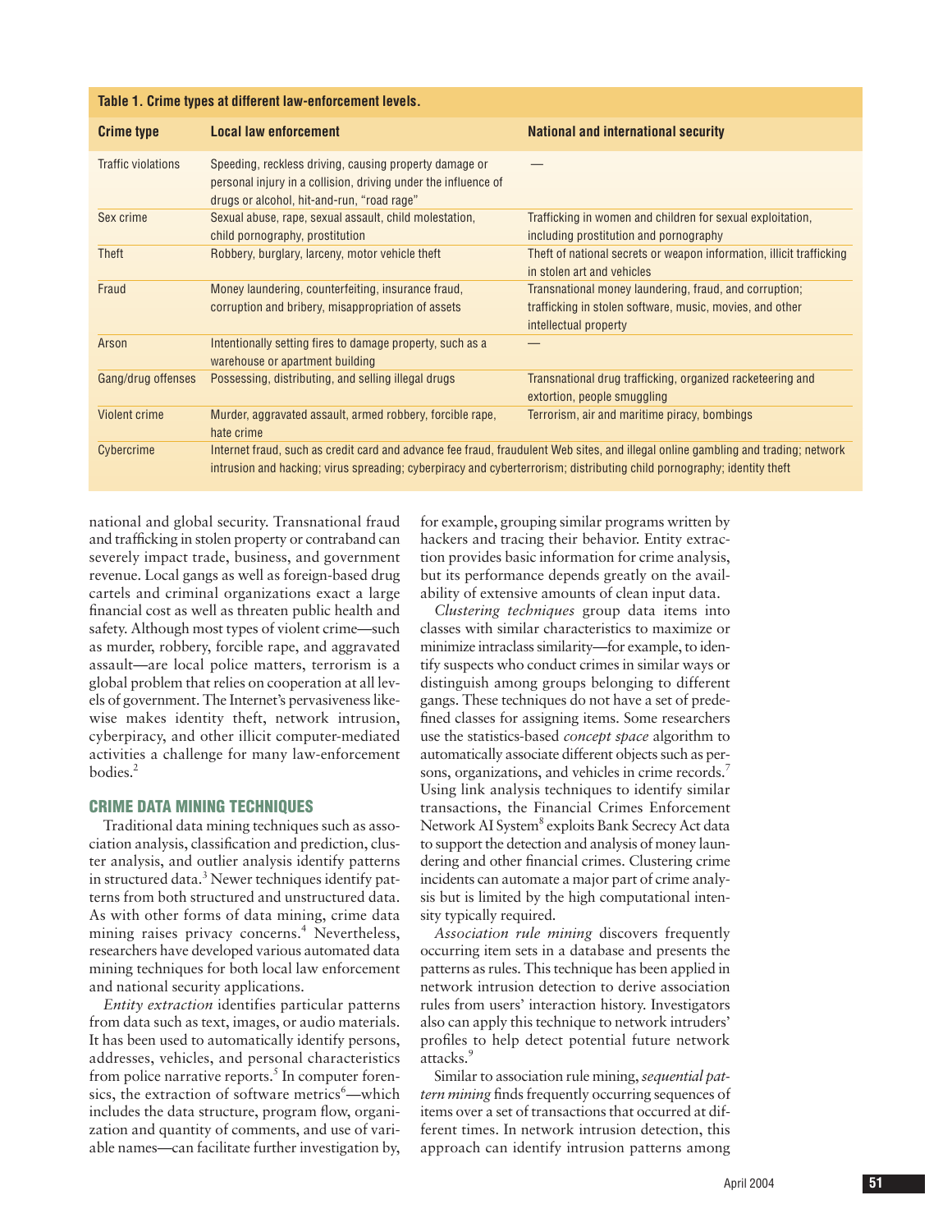**Table 1. Crime types at different law-enforcement levels.**

| Crime type | Local law enforcement | National and international security |
|---|---|---|
| Traffic violations | Speeding, reckless driving, causing property damage or personal injury in a collision, driving under the influence of drugs or alcohol, hit-and-run, "road rage" | — |
| Sex crime | Sexual abuse, rape, sexual assault, child molestation, child pornography, prostitution | Trafficking in women and children for sexual exploitation, including prostitution and pornography |
| Theft | Robbery, burglary, larceny, motor vehicle theft | Theft of national secrets or weapon information, illicit trafficking in stolen art and vehicles |
| Fraud | Money laundering, counterfeiting, insurance fraud, corruption and bribery, misappropriation of assets | Transnational money laundering, fraud, and corruption; trafficking in stolen software, music, movies, and other intellectual property |
| Arson | Intentionally setting fires to damage property, such as a warehouse or apartment building | — |
| Gang/drug offenses | Possessing, distributing, and selling illegal drugs | Transnational drug trafficking, organized racketeering and extortion, people smuggling |
| Violent crime | Murder, aggravated assault, armed robbery, forcible rape, hate crime | Terrorism, air and maritime piracy, bombings |
| Cybercrime | Internet fraud, such as credit card and advance fee fraud, fraudulent Web sites, and illegal online gambling and trading; network intrusion and hacking; virus spreading; cyberpiracy and cyberterrorism; distributing child pornography; identity theft | |

national and global security. Transnational fraud and trafficking in stolen property or contraband can severely impact trade, business, and government revenue. Local gangs as well as foreign-based drug cartels and criminal organizations exact a large financial cost as well as threaten public health and safety. Although most types of violent crime—such as murder, robbery, forcible rape, and aggravated assault—are local police matters, terrorism is a global problem that relies on cooperation at all levels of government. The Internet's pervasiveness likewise makes identity theft, network intrusion, cyberpiracy, and other illicit computer-mediated activities a challenge for many law-enforcement bodies.[2]

## CRIME DATA MINING TECHNIQUES

Traditional data mining techniques such as association analysis, classification and prediction, cluster analysis, and outlier analysis identify patterns in structured data.[3] Newer techniques identify patterns from both structured and unstructured data. As with other forms of data mining, crime data mining raises privacy concerns.[4] Nevertheless, researchers have developed various automated data mining techniques for both local law enforcement and national security applications.

*Entity extraction* identifies particular patterns from data such as text, images, or audio materials. It has been used to automatically identify persons, addresses, vehicles, and personal characteristics from police narrative reports.[5] In computer forensics, the extraction of software metrics[6]—which includes the data structure, program flow, organization and quantity of comments, and use of variable names—can facilitate further investigation by, for example, grouping similar programs written by hackers and tracing their behavior. Entity extraction provides basic information for crime analysis, but its performance depends greatly on the availability of extensive amounts of clean input data.

*Clustering techniques* group data items into classes with similar characteristics to maximize or minimize intraclass similarity—for example, to identify suspects who conduct crimes in similar ways or distinguish among groups belonging to different gangs. These techniques do not have a set of predefined classes for assigning items. Some researchers use the statistics-based *concept space* algorithm to automatically associate different objects such as persons, organizations, and vehicles in crime records.[7] Using link analysis techniques to identify similar transactions, the Financial Crimes Enforcement Network AI System[8] exploits Bank Secrecy Act data to support the detection and analysis of money laundering and other financial crimes. Clustering crime incidents can automate a major part of crime analysis but is limited by the high computational intensity typically required.

*Association rule mining* discovers frequently occurring item sets in a database and presents the patterns as rules. This technique has been applied in network intrusion detection to derive association rules from users' interaction history. Investigators also can apply this technique to network intruders' profiles to help detect potential future network attacks.[9]

Similar to association rule mining, *sequential pattern mining* finds frequently occurring sequences of items over a set of transactions that occurred at different times. In network intrusion detection, this approach can identify intrusion patterns among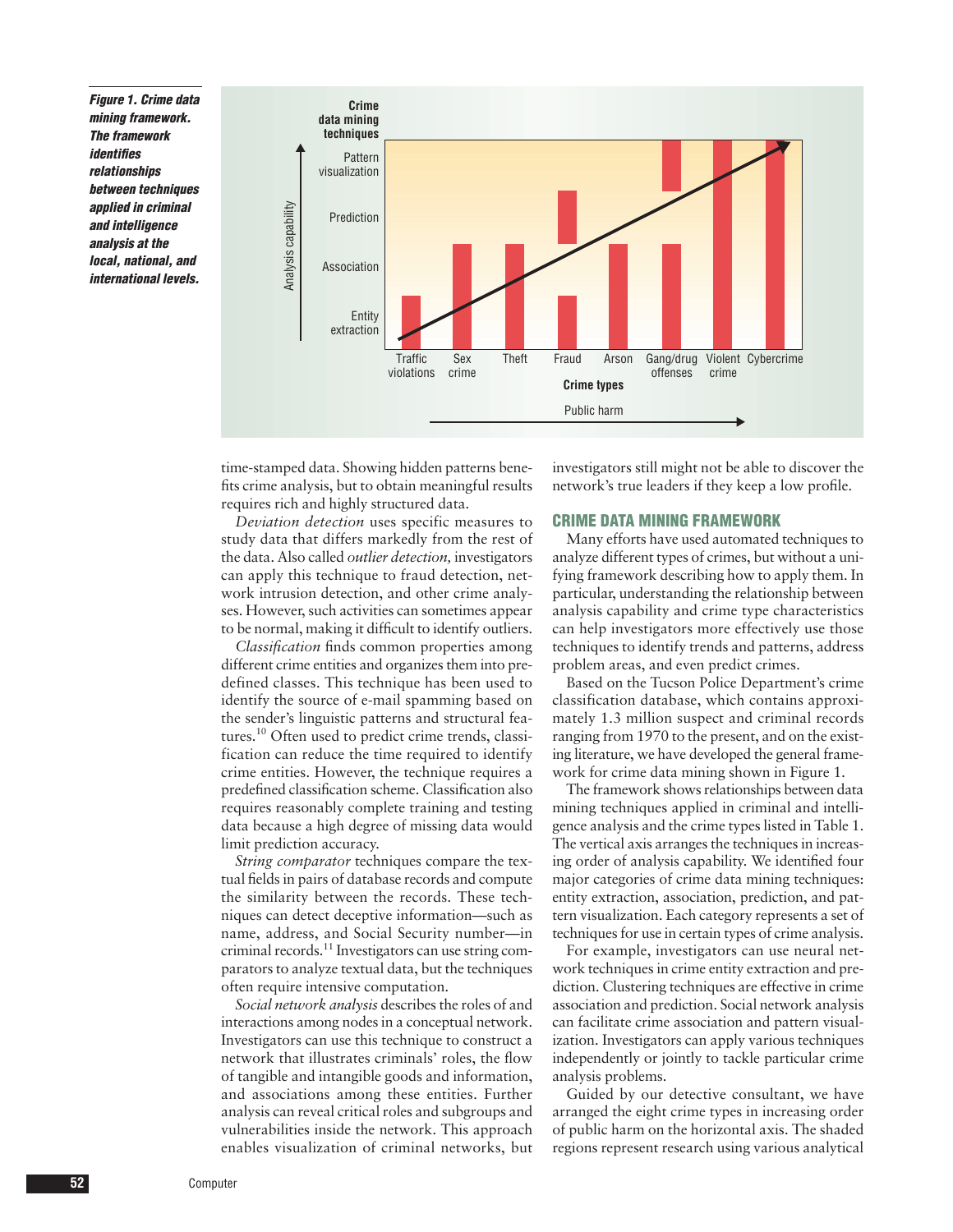Crime data mining techniques

Pattern visualization

Prediction

Association

Entity extraction

Analysis capability

Traffic violations

Sex crime

Theft

Fraud

Arson

Gang/drug offenses

Violent crime

Cybercrime

Crime types

Public harm

***Figure 1. Crime data mining framework. The framework identifies relationships between techniques applied in criminal and intelligence analysis at the local, national, and international levels.***

time-stamped data. Showing hidden patterns benefits crime analysis, but to obtain meaningful results requires rich and highly structured data.

*Deviation detection* uses specific measures to study data that differs markedly from the rest of the data. Also called *outlier detection,* investigators can apply this technique to fraud detection, network intrusion detection, and other crime analyses. However, such activities can sometimes appear to be normal, making it difficult to identify outliers.

*Classification* finds common properties among different crime entities and organizes them into predefined classes. This technique has been used to identify the source of e-mail spamming based on the sender's linguistic patterns and structural features.[10] Often used to predict crime trends, classification can reduce the time required to identify crime entities. However, the technique requires a predefined classification scheme. Classification also requires reasonably complete training and testing data because a high degree of missing data would limit prediction accuracy.

*String comparator* techniques compare the textual fields in pairs of database records and compute the similarity between the records. These techniques can detect deceptive information—such as name, address, and Social Security number—in criminal records.[11] Investigators can use string comparators to analyze textual data, but the techniques often require intensive computation.

*Social network analysis* describes the roles of and interactions among nodes in a conceptual network. Investigators can use this technique to construct a network that illustrates criminals' roles, the flow of tangible and intangible goods and information, and associations among these entities. Further analysis can reveal critical roles and subgroups and vulnerabilities inside the network. This approach enables visualization of criminal networks, but investigators still might not be able to discover the network's true leaders if they keep a low profile.

## CRIME DATA MINING FRAMEWORK

Many efforts have used automated techniques to analyze different types of crimes, but without a unifying framework describing how to apply them. In particular, understanding the relationship between analysis capability and crime type characteristics can help investigators more effectively use those techniques to identify trends and patterns, address problem areas, and even predict crimes.

Based on the Tucson Police Department's crime classification database, which contains approximately 1.3 million suspect and criminal records ranging from 1970 to the present, and on the existing literature, we have developed the general framework for crime data mining shown in Figure 1.

The framework shows relationships between data mining techniques applied in criminal and intelligence analysis and the crime types listed in Table 1. The vertical axis arranges the techniques in increasing order of analysis capability. We identified four major categories of crime data mining techniques: entity extraction, association, prediction, and pattern visualization. Each category represents a set of techniques for use in certain types of crime analysis.

For example, investigators can use neural network techniques in crime entity extraction and prediction. Clustering techniques are effective in crime association and prediction. Social network analysis can facilitate crime association and pattern visualization. Investigators can apply various techniques independently or jointly to tackle particular crime analysis problems.

Guided by our detective consultant, we have arranged the eight crime types in increasing order of public harm on the horizontal axis. The shaded regions represent research using various analytical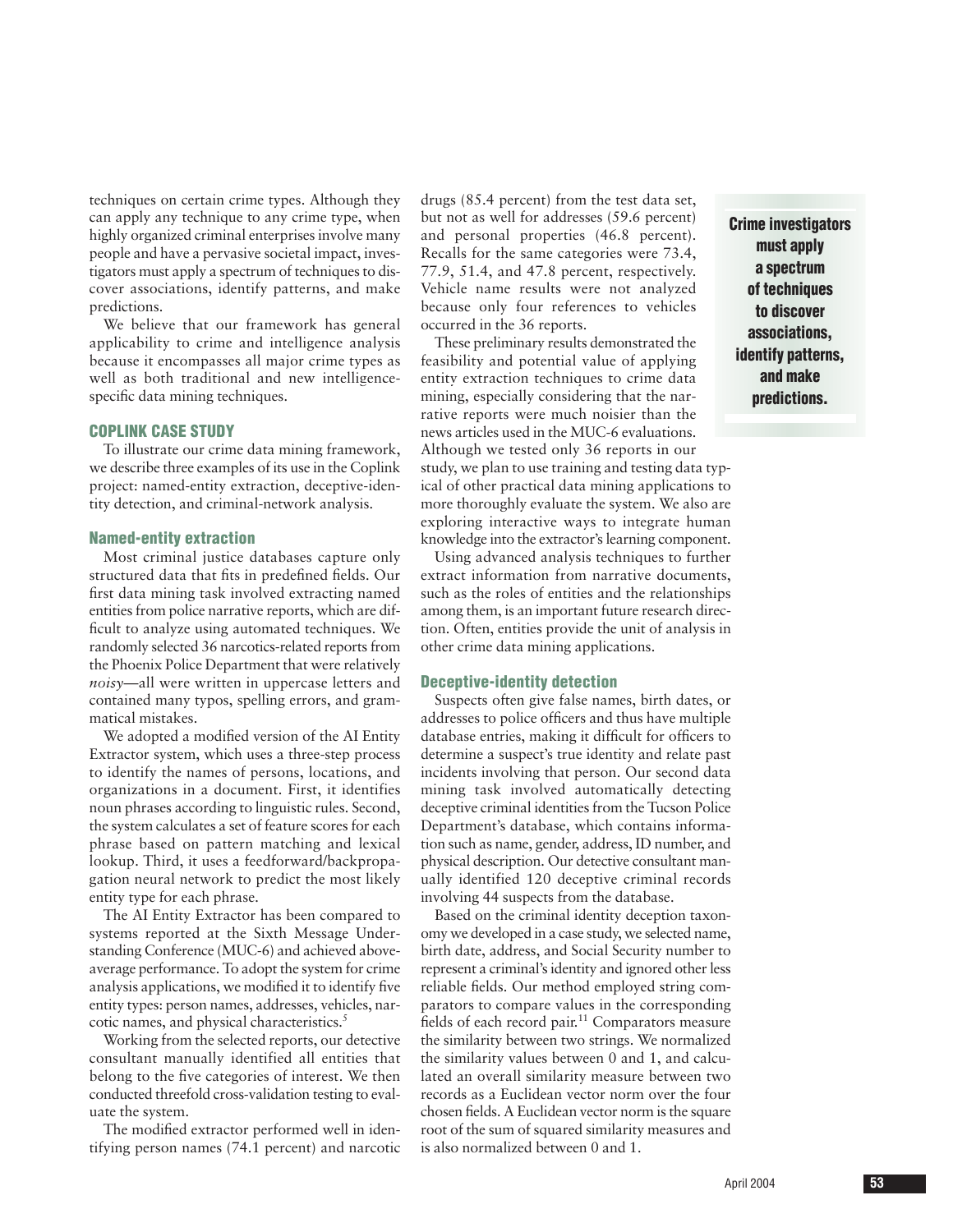techniques on certain crime types. Although they can apply any technique to any crime type, when highly organized criminal enterprises involve many people and have a pervasive societal impact, investigators must apply a spectrum of techniques to discover associations, identify patterns, and make predictions.

We believe that our framework has general applicability to crime and intelligence analysis because it encompasses all major crime types as well as both traditional and new intelligence-specific data mining techniques.

## COPLINK CASE STUDY

To illustrate our crime data mining framework, we describe three examples of its use in the Coplink project: named-entity extraction, deceptive-identity detection, and criminal-network analysis.

### Named-entity extraction

Most criminal justice databases capture only structured data that fits in predefined fields. Our first data mining task involved extracting named entities from police narrative reports, which are difficult to analyze using automated techniques. We randomly selected 36 narcotics-related reports from the Phoenix Police Department that were relatively *noisy*—all were written in uppercase letters and contained many typos, spelling errors, and grammatical mistakes.

We adopted a modified version of the AI Entity Extractor system, which uses a three-step process to identify the names of persons, locations, and organizations in a document. First, it identifies noun phrases according to linguistic rules. Second, the system calculates a set of feature scores for each phrase based on pattern matching and lexical lookup. Third, it uses a feedforward/backpropagation neural network to predict the most likely entity type for each phrase.

The AI Entity Extractor has been compared to systems reported at the Sixth Message Understanding Conference (MUC-6) and achieved above-average performance. To adopt the system for crime analysis applications, we modified it to identify five entity types: person names, addresses, vehicles, narcotic names, and physical characteristics.[5]

Working from the selected reports, our detective consultant manually identified all entities that belong to the five categories of interest. We then conducted threefold cross-validation testing to evaluate the system.

The modified extractor performed well in identifying person names (74.1 percent) and narcotic drugs (85.4 percent) from the test data set, but not as well for addresses (59.6 percent) and personal properties (46.8 percent). Recalls for the same categories were 73.4, 77.9, 51.4, and 47.8 percent, respectively. Vehicle name results were not analyzed because only four references to vehicles occurred in the 36 reports.

These preliminary results demonstrated the feasibility and potential value of applying entity extraction techniques to crime data mining, especially considering that the narrative reports were much noisier than the news articles used in the MUC-6 evaluations. Although we tested only 36 reports in our study, we plan to use training and testing data typical of other practical data mining applications to more thoroughly evaluate the system. We also are exploring interactive ways to integrate human knowledge into the extractor's learning component.

Using advanced analysis techniques to further extract information from narrative documents, such as the roles of entities and the relationships among them, is an important future research direction. Often, entities provide the unit of analysis in other crime data mining applications.

**Crime investigators must apply a spectrum of techniques to discover associations, identify patterns, and make predictions.**

### Deceptive-identity detection

Suspects often give false names, birth dates, or addresses to police officers and thus have multiple database entries, making it difficult for officers to determine a suspect's true identity and relate past incidents involving that person. Our second data mining task involved automatically detecting deceptive criminal identities from the Tucson Police Department's database, which contains information such as name, gender, address, ID number, and physical description. Our detective consultant manually identified 120 deceptive criminal records involving 44 suspects from the database.

Based on the criminal identity deception taxonomy we developed in a case study, we selected name, birth date, address, and Social Security number to represent a criminal's identity and ignored other less reliable fields. Our method employed string comparators to compare values in the corresponding fields of each record pair.[11] Comparators measure the similarity between two strings. We normalized the similarity values between 0 and 1, and calculated an overall similarity measure between two records as a Euclidean vector norm over the four chosen fields. A Euclidean vector norm is the square root of the sum of squared similarity measures and is also normalized between 0 and 1.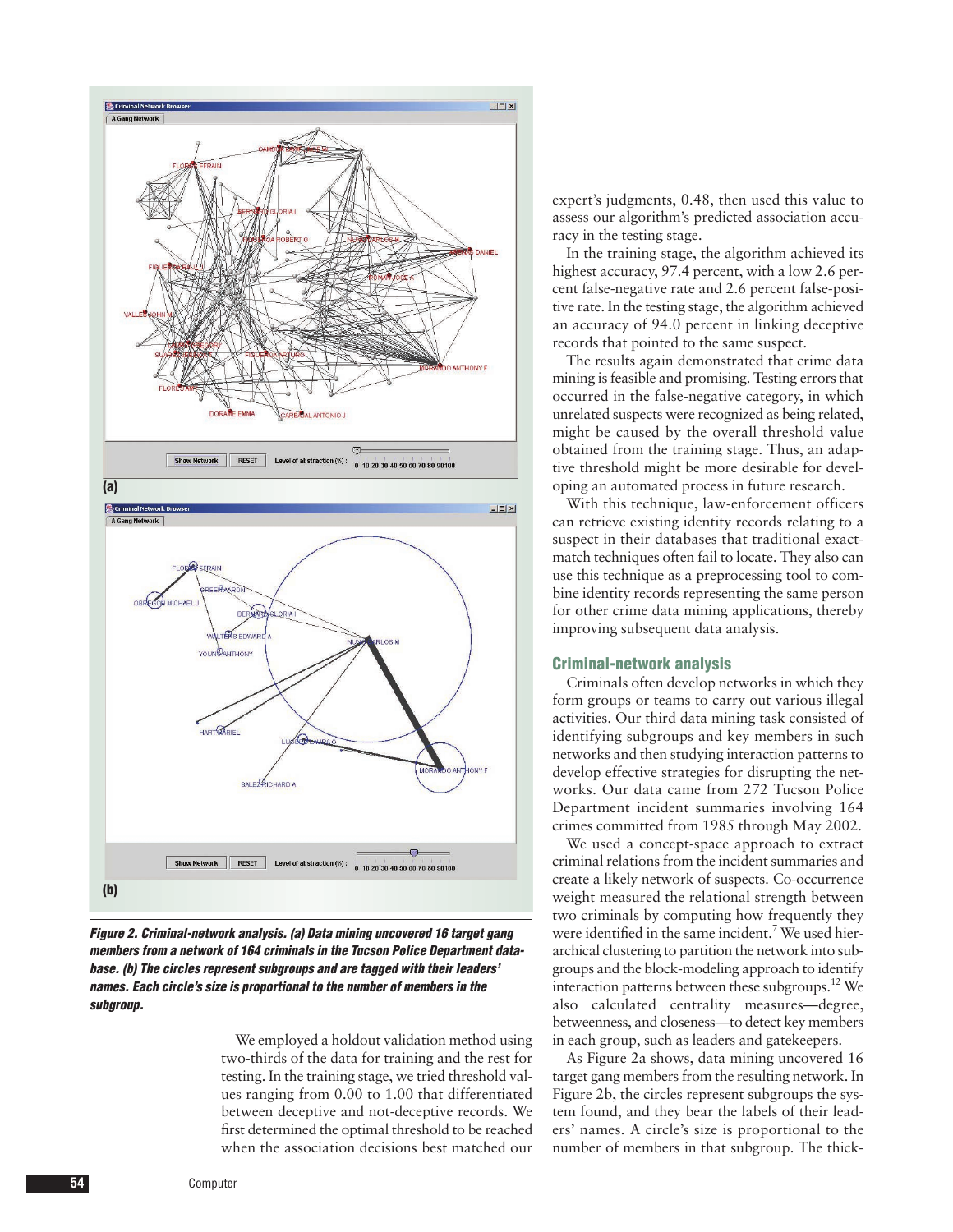Figure 2. Criminal-network analysis. (a) Data mining uncovered 16 target gang members from a network of 164 criminals in the Tucson Police Department database. (b) The circles represent subgroups and are tagged with their leaders' names. Each circle's size is proportional to the number of members in the subgroup.

We employed a holdout validation method using two-thirds of the data for training and the rest for testing. In the training stage, we tried threshold values ranging from 0.00 to 1.00 that differentiated between deceptive and not-deceptive records. We first determined the optimal threshold to be reached when the association decisions best matched our expert's judgments, 0.48, then used this value to assess our algorithm's predicted association accuracy in the testing stage.

In the training stage, the algorithm achieved its highest accuracy, 97.4 percent, with a low 2.6 percent false-negative rate and 2.6 percent false-positive rate. In the testing stage, the algorithm achieved an accuracy of 94.0 percent in linking deceptive records that pointed to the same suspect.

The results again demonstrated that crime data mining is feasible and promising. Testing errors that occurred in the false-negative category, in which unrelated suspects were recognized as being related, might be caused by the overall threshold value obtained from the training stage. Thus, an adaptive threshold might be more desirable for developing an automated process in future research.

With this technique, law-enforcement officers can retrieve existing identity records relating to a suspect in their databases that traditional exact-match techniques often fail to locate. They also can use this technique as a preprocessing tool to combine identity records representing the same person for other crime data mining applications, thereby improving subsequent data analysis.

## Criminal-network analysis

Criminals often develop networks in which they form groups or teams to carry out various illegal activities. Our third data mining task consisted of identifying subgroups and key members in such networks and then studying interaction patterns to develop effective strategies for disrupting the networks. Our data came from 272 Tucson Police Department incident summaries involving 164 crimes committed from 1985 through May 2002.

We used a concept-space approach to extract criminal relations from the incident summaries and create a likely network of suspects. Co-occurrence weight measured the relational strength between two criminals by computing how frequently they were identified in the same incident.[7] We used hierarchical clustering to partition the network into subgroups and the block-modeling approach to identify interaction patterns between these subgroups.[12] We also calculated centrality measures—degree, betweenness, and closeness—to detect key members in each group, such as leaders and gatekeepers.

As Figure 2a shows, data mining uncovered 16 target gang members from the resulting network. In Figure 2b, the circles represent subgroups the system found, and they bear the labels of their leaders' names. A circle's size is proportional to the number of members in that subgroup. The thick-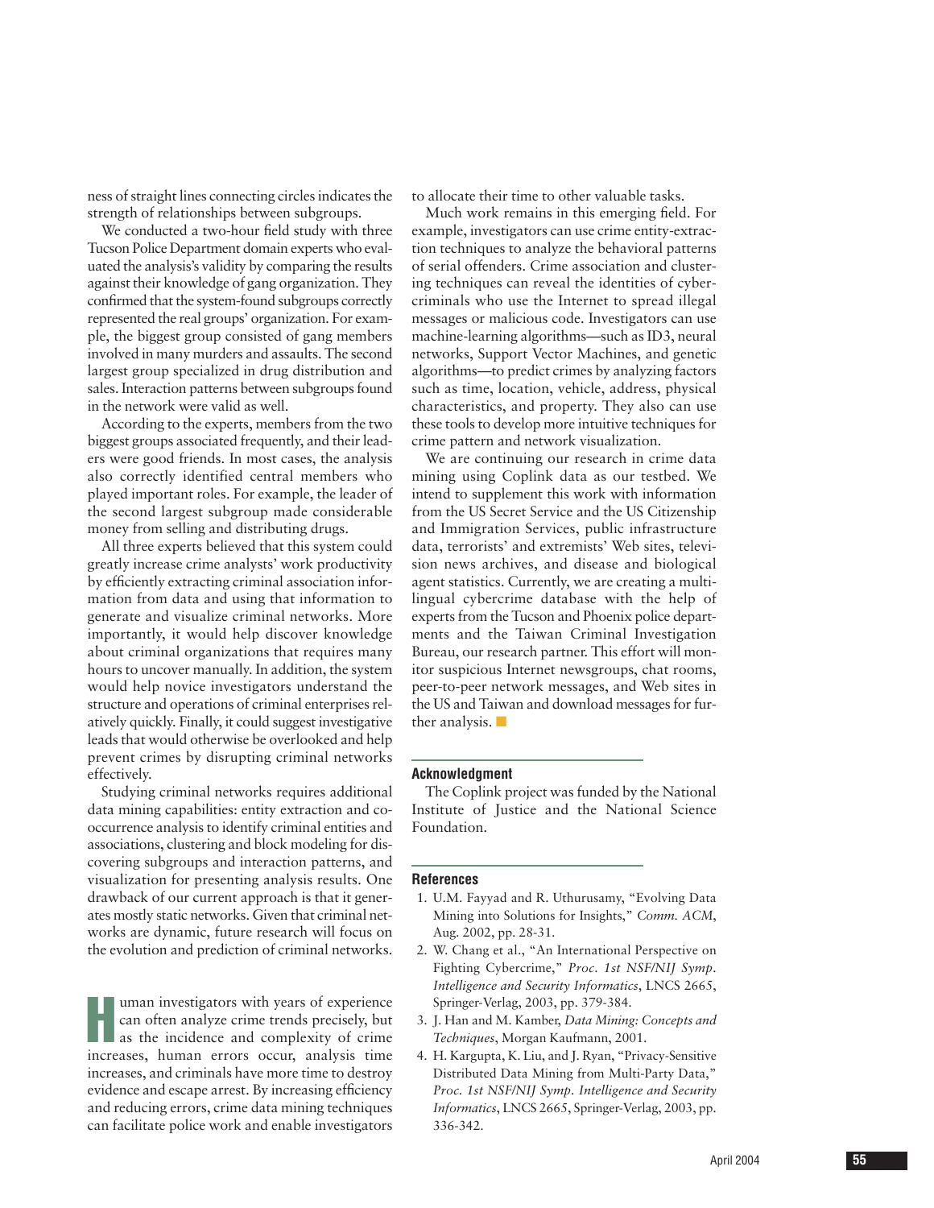ness of straight lines connecting circles indicates the strength of relationships between subgroups.

We conducted a two-hour field study with three Tucson Police Department domain experts who evaluated the analysis's validity by comparing the results against their knowledge of gang organization. They confirmed that the system-found subgroups correctly represented the real groups' organization. For example, the biggest group consisted of gang members involved in many murders and assaults. The second largest group specialized in drug distribution and sales. Interaction patterns between subgroups found in the network were valid as well.

According to the experts, members from the two biggest groups associated frequently, and their leaders were good friends. In most cases, the analysis also correctly identified central members who played important roles. For example, the leader of the second largest subgroup made considerable money from selling and distributing drugs.

All three experts believed that this system could greatly increase crime analysts' work productivity by efficiently extracting criminal association information from data and using that information to generate and visualize criminal networks. More importantly, it would help discover knowledge about criminal organizations that requires many hours to uncover manually. In addition, the system would help novice investigators understand the structure and operations of criminal enterprises relatively quickly. Finally, it could suggest investigative leads that would otherwise be overlooked and help prevent crimes by disrupting criminal networks effectively.

Studying criminal networks requires additional data mining capabilities: entity extraction and co-occurrence analysis to identify criminal entities and associations, clustering and block modeling for discovering subgroups and interaction patterns, and visualization for presenting analysis results. One drawback of our current approach is that it generates mostly static networks. Given that criminal networks are dynamic, future research will focus on the evolution and prediction of criminal networks.

Human investigators with years of experience can often analyze crime trends precisely, but as the incidence and complexity of crime increases, human errors occur, analysis time increases, and criminals have more time to destroy evidence and escape arrest. By increasing efficiency and reducing errors, crime data mining techniques can facilitate police work and enable investigators to allocate their time to other valuable tasks.

Much work remains in this emerging field. For example, investigators can use crime entity-extraction techniques to analyze the behavioral patterns of serial offenders. Crime association and clustering techniques can reveal the identities of cybercriminals who use the Internet to spread illegal messages or malicious code. Investigators can use machine-learning algorithms—such as ID3, neural networks, Support Vector Machines, and genetic algorithms—to predict crimes by analyzing factors such as time, location, vehicle, address, physical characteristics, and property. They also can use these tools to develop more intuitive techniques for crime pattern and network visualization.

We are continuing our research in crime data mining using Coplink data as our testbed. We intend to supplement this work with information from the US Secret Service and the US Citizenship and Immigration Services, public infrastructure data, terrorists' and extremists' Web sites, television news archives, and disease and biological agent statistics. Currently, we are creating a multilingual cybercrime database with the help of experts from the Tucson and Phoenix police departments and the Taiwan Criminal Investigation Bureau, our research partner. This effort will monitor suspicious Internet newsgroups, chat rooms, peer-to-peer network messages, and Web sites in the US and Taiwan and download messages for further analysis. ■

### Acknowledgment

The Coplink project was funded by the National Institute of Justice and the National Science Foundation.

### References

1. U.M. Fayyad and R. Uthurusamy, "Evolving Data Mining into Solutions for Insights," *Comm. ACM*, Aug. 2002, pp. 28-31.
2. W. Chang et al., "An International Perspective on Fighting Cybercrime," *Proc. 1st NSF/NIJ Symp. Intelligence and Security Informatics*, LNCS 2665, Springer-Verlag, 2003, pp. 379-384.
3. J. Han and M. Kamber, *Data Mining: Concepts and Techniques*, Morgan Kaufmann, 2001.
4. H. Kargupta, K. Liu, and J. Ryan, "Privacy-Sensitive Distributed Data Mining from Multi-Party Data," *Proc. 1st NSF/NIJ Symp. Intelligence and Security Informatics*, LNCS 2665, Springer-Verlag, 2003, pp. 336-342.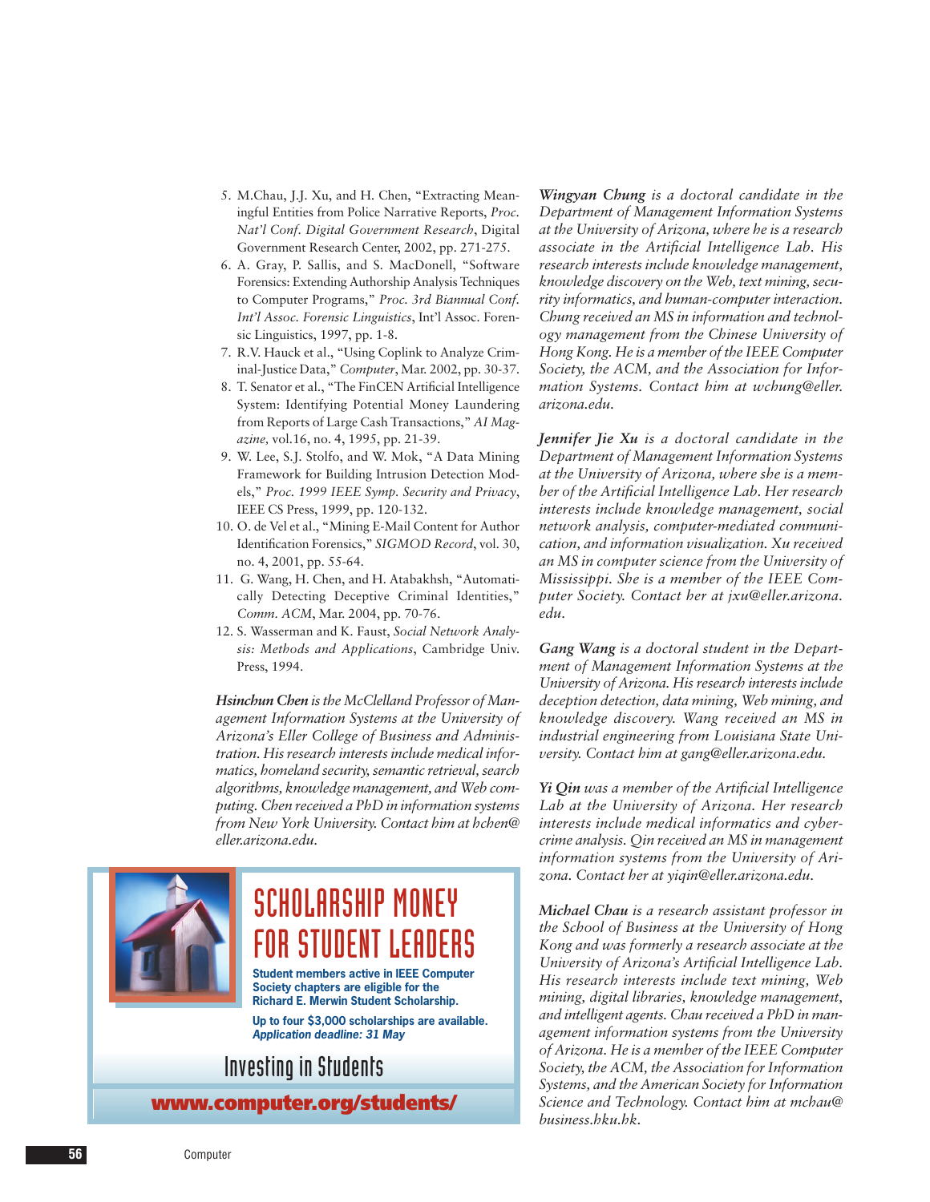5. M.Chau, J.J. Xu, and H. Chen, "Extracting Meaningful Entities from Police Narrative Reports, *Proc. Nat'l Conf. Digital Government Research*, Digital Government Research Center, 2002, pp. 271-275.
6. A. Gray, P. Sallis, and S. MacDonell, "Software Forensics: Extending Authorship Analysis Techniques to Computer Programs," *Proc. 3rd Biannual Conf. Int'l Assoc. Forensic Linguistics*, Int'l Assoc. Forensic Linguistics, 1997, pp. 1-8.
7. R.V. Hauck et al., "Using Coplink to Analyze Criminal-Justice Data," *Computer*, Mar. 2002, pp. 30-37.
8. T. Senator et al., "The FinCEN Artificial Intelligence System: Identifying Potential Money Laundering from Reports of Large Cash Transactions," *AI Magazine,* vol.16, no. 4, 1995, pp. 21-39.
9. W. Lee, S.J. Stolfo, and W. Mok, "A Data Mining Framework for Building Intrusion Detection Models," *Proc. 1999 IEEE Symp. Security and Privacy*, IEEE CS Press, 1999, pp. 120-132.
10. O. de Vel et al., "Mining E-Mail Content for Author Identification Forensics," *SIGMOD Record*, vol. 30, no. 4, 2001, pp. 55-64.
11. G. Wang, H. Chen, and H. Atabakhsh, "Automatically Detecting Deceptive Criminal Identities," *Comm. ACM*, Mar. 2004, pp. 70-76.
12. S. Wasserman and K. Faust, *Social Network Analysis: Methods and Applications*, Cambridge Univ. Press, 1994.

***Hsinchun Chen*** *is the McClelland Professor of Management Information Systems at the University of Arizona's Eller College of Business and Administration. His research interests include medical informatics, homeland security, semantic retrieval, search algorithms, knowledge management, and Web computing. Chen received a PhD in information systems from New York University. Contact him at hchen@eller.arizona.edu.*

***Wingyan Chung*** *is a doctoral candidate in the Department of Management Information Systems at the University of Arizona, where he is a research associate in the Artificial Intelligence Lab. His research interests include knowledge management, knowledge discovery on the Web, text mining, security informatics, and human-computer interaction. Chung received an MS in information and technology management from the Chinese University of Hong Kong. He is a member of the IEEE Computer Society, the ACM, and the Association for Information Systems. Contact him at wchung@eller.arizona.edu.*

***Jennifer Jie Xu*** *is a doctoral candidate in the Department of Management Information Systems at the University of Arizona, where she is a member of the Artificial Intelligence Lab. Her research interests include knowledge management, social network analysis, computer-mediated communication, and information visualization. Xu received an MS in computer science from the University of Mississippi. She is a member of the IEEE Computer Society. Contact her at jxu@eller.arizona.edu.*

***Gang Wang*** *is a doctoral student in the Department of Management Information Systems at the University of Arizona. His research interests include deception detection, data mining, Web mining, and knowledge discovery. Wang received an MS in industrial engineering from Louisiana State University. Contact him at gang@eller.arizona.edu.*

***Yi Qin*** *was a member of the Artificial Intelligence Lab at the University of Arizona. Her research interests include medical informatics and cybercrime analysis. Qin received an MS in management information systems from the University of Arizona. Contact her at yiqin@eller.arizona.edu.*

***Michael Chau*** *is a research assistant professor in the School of Business at the University of Hong Kong and was formerly a research associate at the University of Arizona's Artificial Intelligence Lab. His research interests include text mining, Web mining, digital libraries, knowledge management, and intelligent agents. Chau received a PhD in management information systems from the University of Arizona. He is a member of the IEEE Computer Society, the ACM, the Association for Information Systems, and the American Society for Information Science and Technology. Contact him at mchau@business.hku.hk.*

SCHOLARSHIP MONEY FOR STUDENT LEADERS

**Student members active in IEEE Computer Society chapters are eligible for the Richard E. Merwin Student Scholarship.**

**Up to four $3,000 scholarships are available.**
***Application deadline: 31 May***

Investing in Students

**www.computer.org/students/**